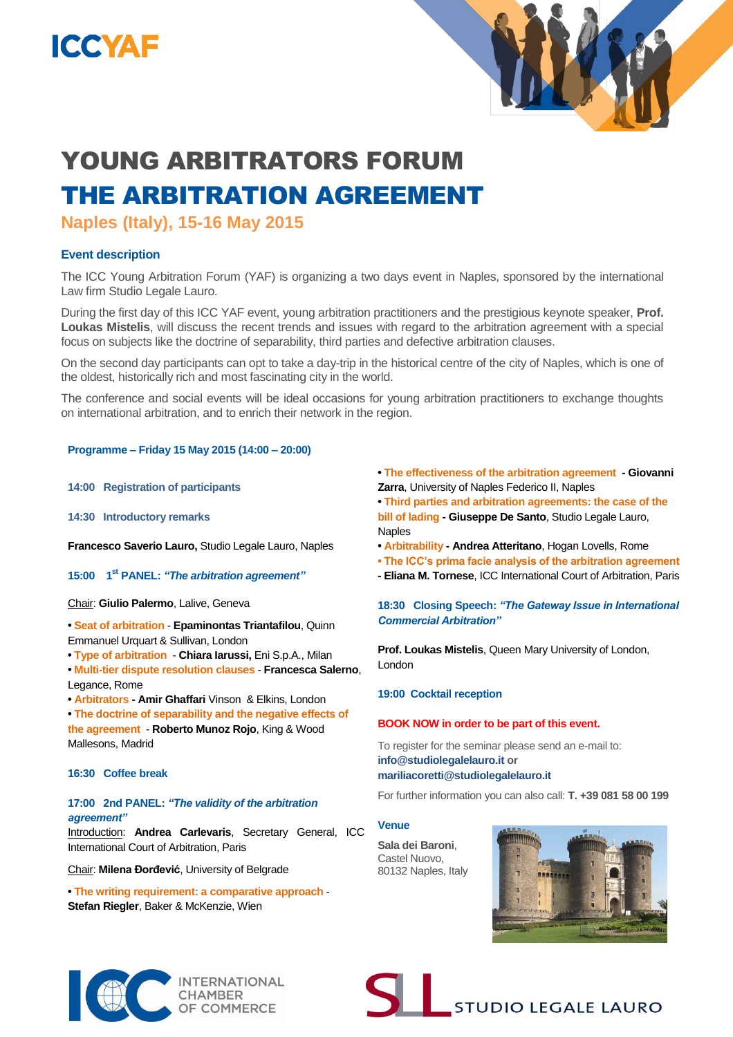ICCYAF

# YOUNG ARBITRATORS FORUM

# THE ARBITRATION AGREEMENT

## Naples (Italy), 15-16 May 2015

### Event description

The ICC Young Arbitration Forum (YAF) is organizing a two days event in Naples, sponsored by the international Law firm Studio Legale Lauro.

During the first day of this ICC YAF event, young arbitration practitioners and the prestigious keynote speaker, **Prof. Loukas Mistelis**, will discuss the recent trends and issues with regard to the arbitration agreement with a special focus on subjects like the doctrine of separability, third parties and defective arbitration clauses.

On the second day participants can opt to take a day-trip in the historical centre of the city of Naples, which is one of the oldest, historically rich and most fascinating city in the world.

The conference and social events will be ideal occasions for young arbitration practitioners to exchange thoughts on international arbitration, and to enrich their network in the region.

### Programme – Friday 15 May 2015 (14:00 – 20:00)

**14:00 Registration of participants**

**14:30 Introductory remarks**

**Francesco Saverio Lauro,** Studio Legale Lauro, Naples

**15:00 1st PANEL: *"The arbitration agreement"***

Chair: **Giulio Palermo**, Lalive, Geneva

- Seat of arbitration - **Epaminontas Triantafilou**, Quinn Emmanuel Urquart & Sullivan, London
- Type of arbitration - **Chiara Iarussi,** Eni S.p.A., Milan
- Multi-tier dispute resolution clauses - **Francesca Salerno**, Legance, Rome
- Arbitrators - **Amir Ghaffari** Vinson & Elkins, London
- The doctrine of separability and the negative effects of the agreement - **Roberto Munoz Rojo**, King & Wood Mallesons, Madrid

**16:30 Coffee break**

**17:00 2nd PANEL: *"The validity of the arbitration agreement"***

Introduction: **Andrea Carlevaris**, Secretary General, ICC International Court of Arbitration, Paris

Chair: **Milena Đorđević**, University of Belgrade

- The writing requirement: a comparative approach - **Stefan Riegler**, Baker & McKenzie, Wien
- The effectiveness of the arbitration agreement - **Giovanni Zarra**, University of Naples Federico II, Naples
- Third parties and arbitration agreements: the case of the bill of lading - **Giuseppe De Santo**, Studio Legale Lauro, Naples
- Arbitrability - **Andrea Atteritano**, Hogan Lovells, Rome
- The ICC's prima facie analysis of the arbitration agreement - **Eliana M. Tornese**, ICC International Court of Arbitration, Paris

**18:30 Closing Speech: *"The Gateway Issue in International Commercial Arbitration"***

**Prof. Loukas Mistelis**, Queen Mary University of London, London

**19:00 Cocktail reception**

**BOOK NOW in order to be part of this event.**

To register for the seminar please send an e-mail to: **info@studiolegalelauro.it or mariliacoretti@studiolegalelauro.it**

For further information you can also call: **T. +39 081 58 00 199**

### Venue

**Sala dei Baroni**, Castel Nuovo, 80132 Naples, Italy

INTERNATIONAL CHAMBER OF COMMERCE

STUDIO LEGALE LAURO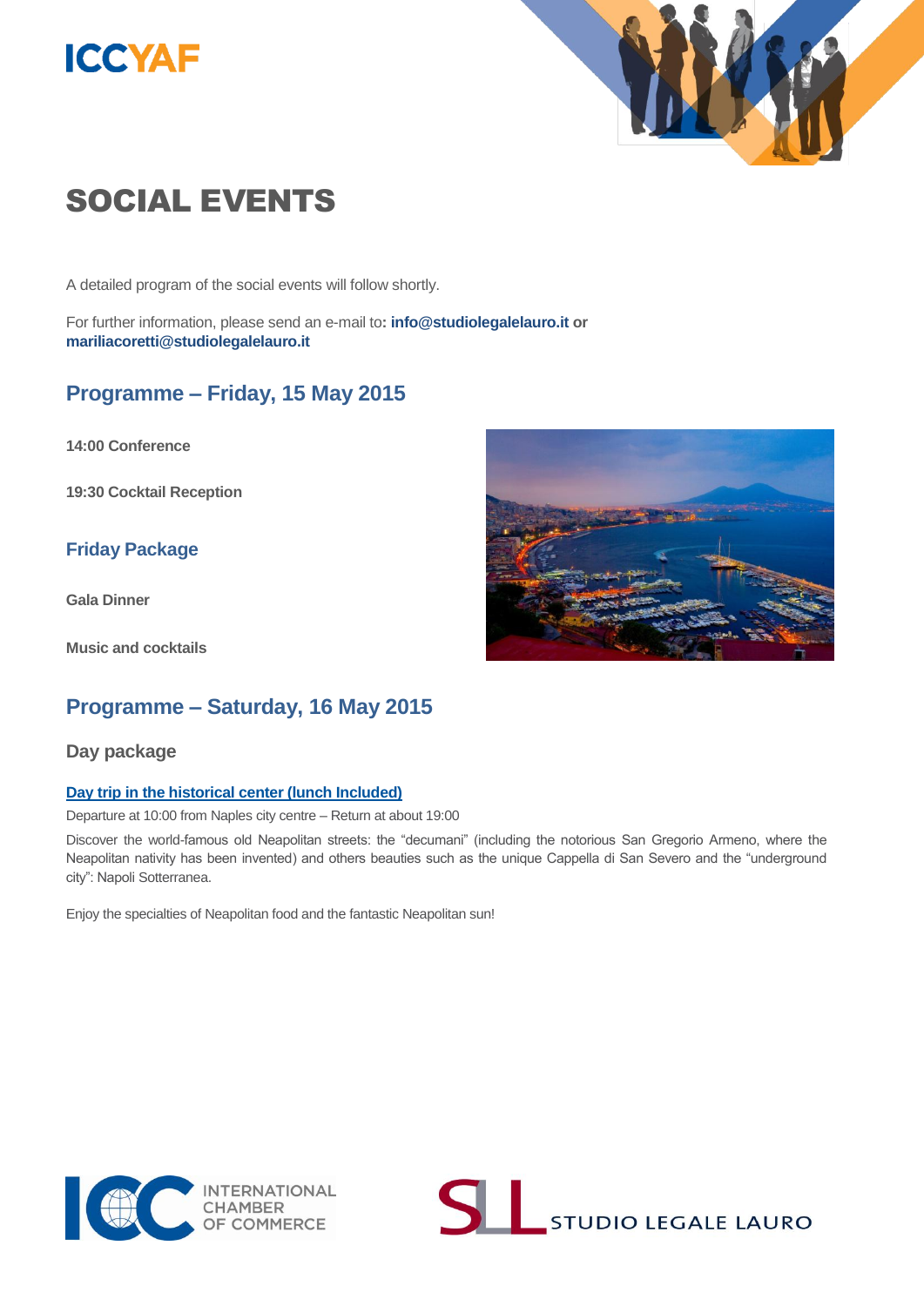ICCYAF

# SOCIAL EVENTS

A detailed program of the social events will follow shortly.

For further information, please send an e-mail to**: info@studiolegalelauro.it or mariliacoretti@studiolegalelauro.it**

## Programme – Friday, 15 May 2015

**14:00 Conference**

**19:30 Cocktail Reception**

### Friday Package

**Gala Dinner**

**Music and cocktails**

## Programme – Saturday, 16 May 2015

### Day package

**Day trip in the historical center (lunch Included)**

Departure at 10:00 from Naples city centre – Return at about 19:00

Discover the world-famous old Neapolitan streets: the "decumani" (including the notorious San Gregorio Armeno, where the Neapolitan nativity has been invented) and others beauties such as the unique Cappella di San Severo and the "underground city": Napoli Sotterranea.

Enjoy the specialties of Neapolitan food and the fantastic Neapolitan sun!

INTERNATIONAL CHAMBER OF COMMERCE

STUDIO LEGALE LAURO